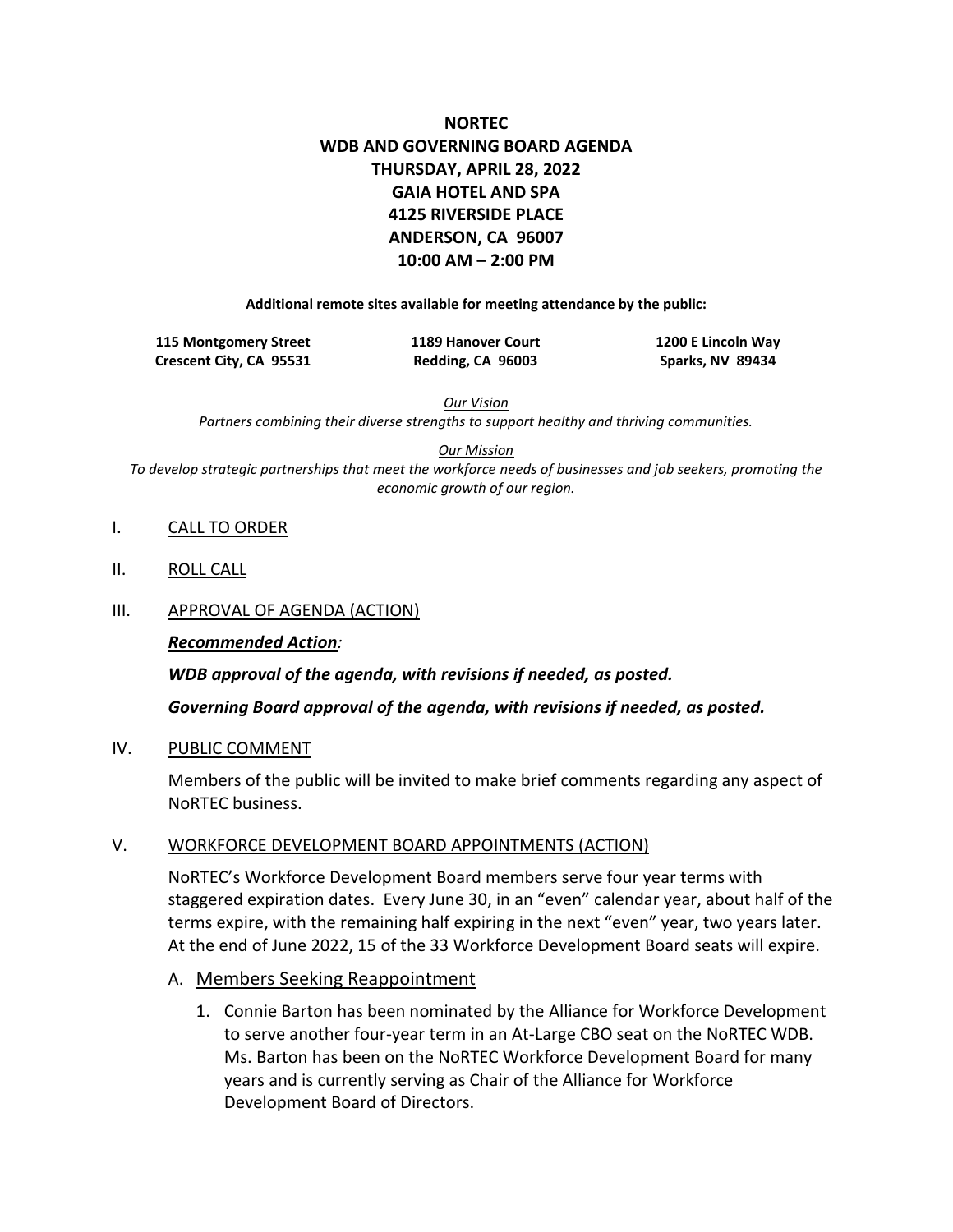# NORTEC
# WDB AND GOVERNING BOARD AGENDA
# THURSDAY, APRIL 28, 2022
# GAIA HOTEL AND SPA
# 4125 RIVERSIDE PLACE
# ANDERSON, CA 96007
# 10:00 AM – 2:00 PM

**Additional remote sites available for meeting attendance by the public:**

**115 Montgomery Street**
**Crescent City, CA 95531**

**1189 Hanover Court**
**Redding, CA 96003**

**1200 E Lincoln Way**
**Sparks, NV 89434**

*Our Vision*

*Partners combining their diverse strengths to support healthy and thriving communities.*

*Our Mission*

*To develop strategic partnerships that meet the workforce needs of businesses and job seekers, promoting the economic growth of our region.*

I. CALL TO ORDER

II. ROLL CALL

III. APPROVAL OF AGENDA (ACTION)

***Recommended Action:***

***WDB approval of the agenda, with revisions if needed, as posted.***

***Governing Board approval of the agenda, with revisions if needed, as posted.***

IV. PUBLIC COMMENT

Members of the public will be invited to make brief comments regarding any aspect of NoRTEC business.

V. WORKFORCE DEVELOPMENT BOARD APPOINTMENTS (ACTION)

NoRTEC's Workforce Development Board members serve four year terms with staggered expiration dates. Every June 30, in an "even" calendar year, about half of the terms expire, with the remaining half expiring in the next "even" year, two years later. At the end of June 2022, 15 of the 33 Workforce Development Board seats will expire.

A. Members Seeking Reappointment

1. Connie Barton has been nominated by the Alliance for Workforce Development to serve another four-year term in an At-Large CBO seat on the NoRTEC WDB. Ms. Barton has been on the NoRTEC Workforce Development Board for many years and is currently serving as Chair of the Alliance for Workforce Development Board of Directors.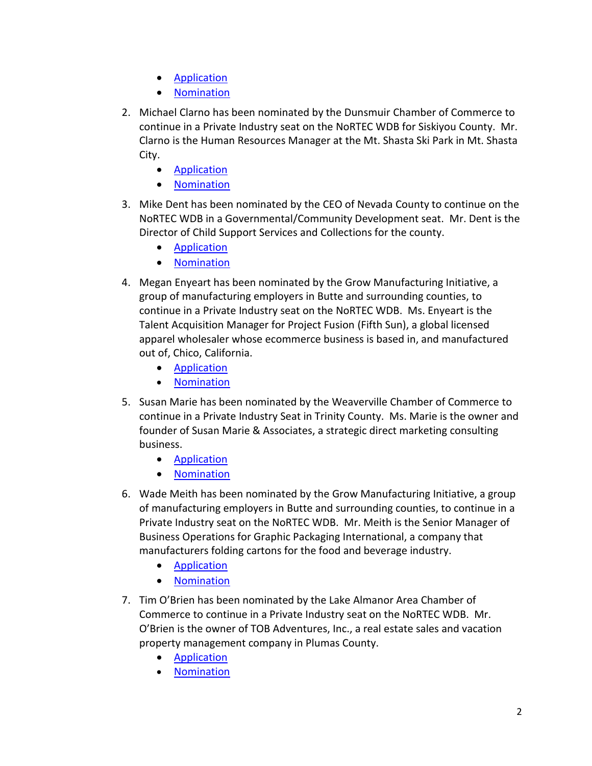- Application
- Nomination

2. Michael Clarno has been nominated by the Dunsmuir Chamber of Commerce to continue in a Private Industry seat on the NoRTEC WDB for Siskiyou County. Mr. Clarno is the Human Resources Manager at the Mt. Shasta Ski Park in Mt. Shasta City.
   - Application
   - Nomination
3. Mike Dent has been nominated by the CEO of Nevada County to continue on the NoRTEC WDB in a Governmental/Community Development seat. Mr. Dent is the Director of Child Support Services and Collections for the county.
   - Application
   - Nomination
4. Megan Enyeart has been nominated by the Grow Manufacturing Initiative, a group of manufacturing employers in Butte and surrounding counties, to continue in a Private Industry seat on the NoRTEC WDB. Ms. Enyeart is the Talent Acquisition Manager for Project Fusion (Fifth Sun), a global licensed apparel wholesaler whose ecommerce business is based in, and manufactured out of, Chico, California.
   - Application
   - Nomination
5. Susan Marie has been nominated by the Weaverville Chamber of Commerce to continue in a Private Industry Seat in Trinity County. Ms. Marie is the owner and founder of Susan Marie & Associates, a strategic direct marketing consulting business.
   - Application
   - Nomination
6. Wade Meith has been nominated by the Grow Manufacturing Initiative, a group of manufacturing employers in Butte and surrounding counties, to continue in a Private Industry seat on the NoRTEC WDB. Mr. Meith is the Senior Manager of Business Operations for Graphic Packaging International, a company that manufacturers folding cartons for the food and beverage industry.
   - Application
   - Nomination
7. Tim O'Brien has been nominated by the Lake Almanor Area Chamber of Commerce to continue in a Private Industry seat on the NoRTEC WDB. Mr. O'Brien is the owner of TOB Adventures, Inc., a real estate sales and vacation property management company in Plumas County.
   - Application
   - Nomination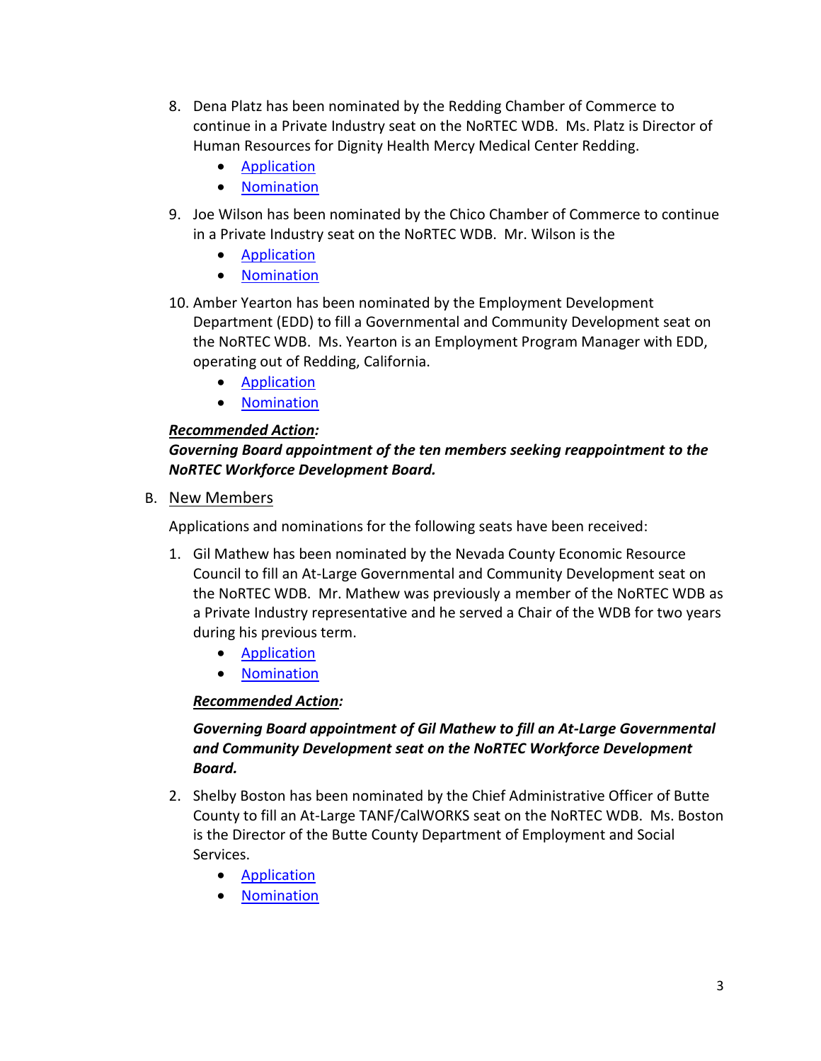8. Dena Platz has been nominated by the Redding Chamber of Commerce to continue in a Private Industry seat on the NoRTEC WDB. Ms. Platz is Director of Human Resources for Dignity Health Mercy Medical Center Redding.
    - Application
    - Nomination
9. Joe Wilson has been nominated by the Chico Chamber of Commerce to continue in a Private Industry seat on the NoRTEC WDB. Mr. Wilson is the
    - Application
    - Nomination
10. Amber Yearton has been nominated by the Employment Development Department (EDD) to fill a Governmental and Community Development seat on the NoRTEC WDB. Ms. Yearton is an Employment Program Manager with EDD, operating out of Redding, California.
    - Application
    - Nomination

***Recommended Action:***
***Governing Board appointment of the ten members seeking reappointment to the NoRTEC Workforce Development Board.***

B. New Members

Applications and nominations for the following seats have been received:

1. Gil Mathew has been nominated by the Nevada County Economic Resource Council to fill an At-Large Governmental and Community Development seat on the NoRTEC WDB. Mr. Mathew was previously a member of the NoRTEC WDB as a Private Industry representative and he served a Chair of the WDB for two years during his previous term.
    - Application
    - Nomination

    ***Recommended Action:***

    ***Governing Board appointment of Gil Mathew to fill an At-Large Governmental and Community Development seat on the NoRTEC Workforce Development Board.***

2. Shelby Boston has been nominated by the Chief Administrative Officer of Butte County to fill an At-Large TANF/CalWORKS seat on the NoRTEC WDB. Ms. Boston is the Director of the Butte County Department of Employment and Social Services.
    - Application
    - Nomination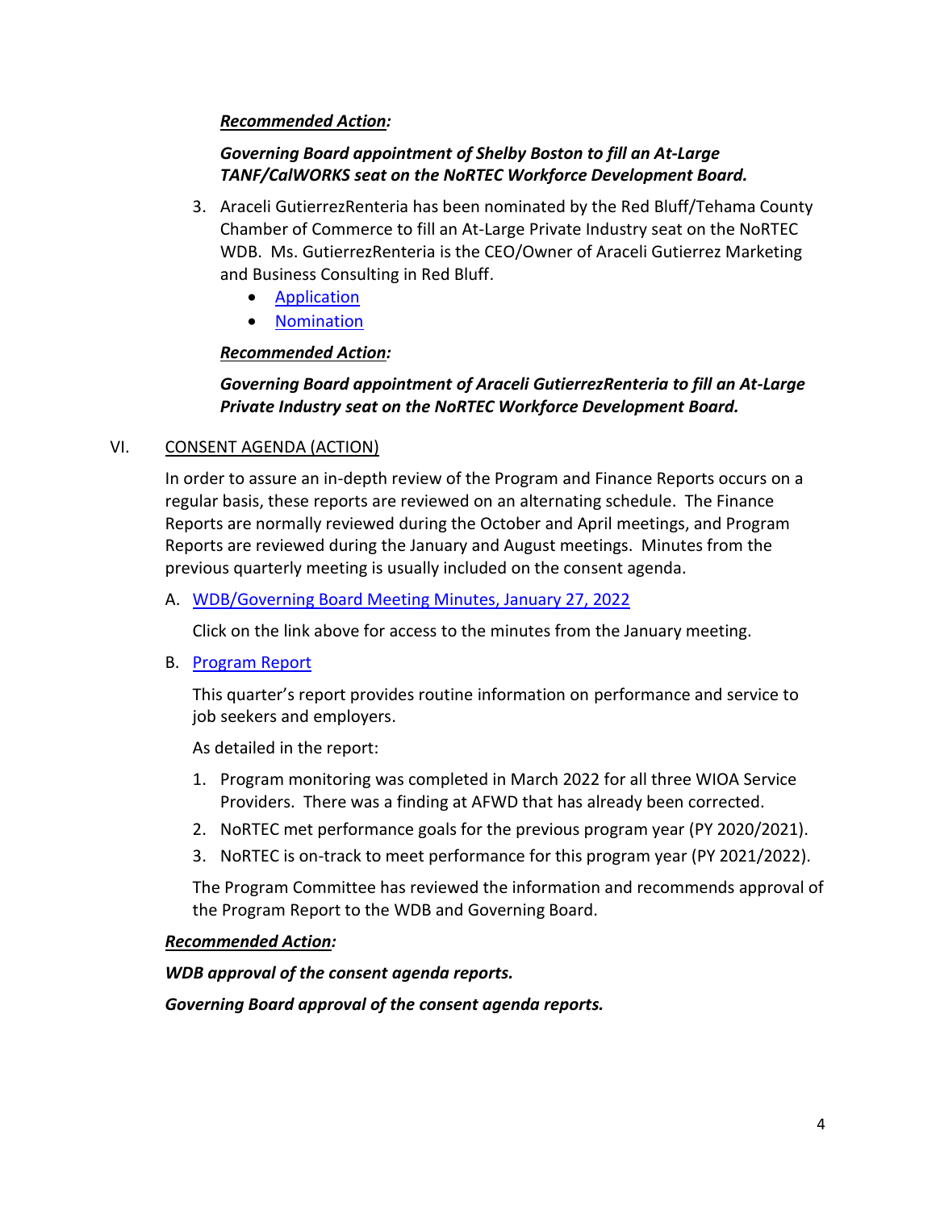***Recommended Action:***

***Governing Board appointment of Shelby Boston to fill an At-Large TANF/CalWORKS seat on the NoRTEC Workforce Development Board.***

3. Araceli GutierrezRenteria has been nominated by the Red Bluff/Tehama County Chamber of Commerce to fill an At-Large Private Industry seat on the NoRTEC WDB. Ms. GutierrezRenteria is the CEO/Owner of Araceli Gutierrez Marketing and Business Consulting in Red Bluff.
   - Application
   - Nomination

   ***Recommended Action:***

   ***Governing Board appointment of Araceli GutierrezRenteria to fill an At-Large Private Industry seat on the NoRTEC Workforce Development Board.***

## VI. CONSENT AGENDA (ACTION)

In order to assure an in-depth review of the Program and Finance Reports occurs on a regular basis, these reports are reviewed on an alternating schedule. The Finance Reports are normally reviewed during the October and April meetings, and Program Reports are reviewed during the January and August meetings. Minutes from the previous quarterly meeting is usually included on the consent agenda.

A. WDB/Governing Board Meeting Minutes, January 27, 2022

   Click on the link above for access to the minutes from the January meeting.

B. Program Report

   This quarter's report provides routine information on performance and service to job seekers and employers.

   As detailed in the report:

   1. Program monitoring was completed in March 2022 for all three WIOA Service Providers. There was a finding at AFWD that has already been corrected.
   2. NoRTEC met performance goals for the previous program year (PY 2020/2021).
   3. NoRTEC is on-track to meet performance for this program year (PY 2021/2022).

   The Program Committee has reviewed the information and recommends approval of the Program Report to the WDB and Governing Board.

***Recommended Action:***

***WDB approval of the consent agenda reports.***

***Governing Board approval of the consent agenda reports.***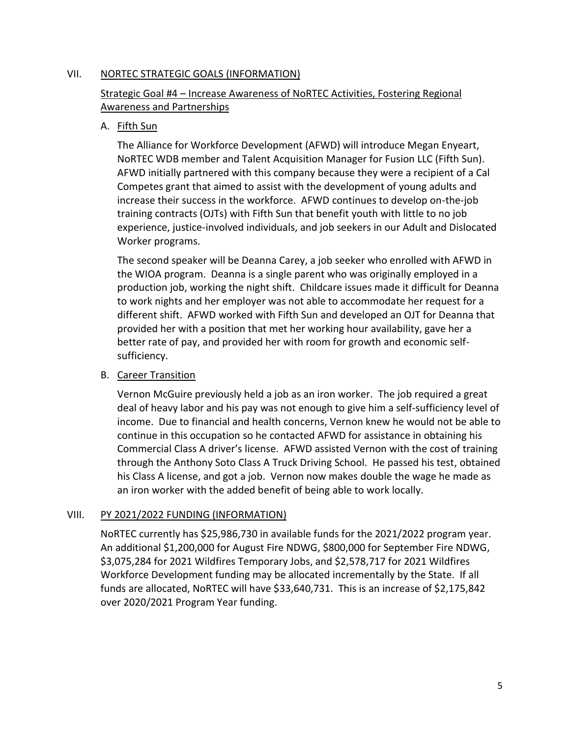## VII. NORTEC STRATEGIC GOALS (INFORMATION)

### Strategic Goal #4 – Increase Awareness of NoRTEC Activities, Fostering Regional Awareness and Partnerships

#### A. Fifth Sun

The Alliance for Workforce Development (AFWD) will introduce Megan Enyeart, NoRTEC WDB member and Talent Acquisition Manager for Fusion LLC (Fifth Sun). AFWD initially partnered with this company because they were a recipient of a Cal Competes grant that aimed to assist with the development of young adults and increase their success in the workforce. AFWD continues to develop on-the-job training contracts (OJTs) with Fifth Sun that benefit youth with little to no job experience, justice-involved individuals, and job seekers in our Adult and Dislocated Worker programs.

The second speaker will be Deanna Carey, a job seeker who enrolled with AFWD in the WIOA program. Deanna is a single parent who was originally employed in a production job, working the night shift. Childcare issues made it difficult for Deanna to work nights and her employer was not able to accommodate her request for a different shift. AFWD worked with Fifth Sun and developed an OJT for Deanna that provided her with a position that met her working hour availability, gave her a better rate of pay, and provided her with room for growth and economic self-sufficiency.

#### B. Career Transition

Vernon McGuire previously held a job as an iron worker. The job required a great deal of heavy labor and his pay was not enough to give him a self-sufficiency level of income. Due to financial and health concerns, Vernon knew he would not be able to continue in this occupation so he contacted AFWD for assistance in obtaining his Commercial Class A driver's license. AFWD assisted Vernon with the cost of training through the Anthony Soto Class A Truck Driving School. He passed his test, obtained his Class A license, and got a job. Vernon now makes double the wage he made as an iron worker with the added benefit of being able to work locally.

## VIII. PY 2021/2022 FUNDING (INFORMATION)

NoRTEC currently has $25,986,730 in available funds for the 2021/2022 program year. An additional $1,200,000 for August Fire NDWG, $800,000 for September Fire NDWG, $3,075,284 for 2021 Wildfires Temporary Jobs, and $2,578,717 for 2021 Wildfires Workforce Development funding may be allocated incrementally by the State. If all funds are allocated, NoRTEC will have $33,640,731. This is an increase of $2,175,842 over 2020/2021 Program Year funding.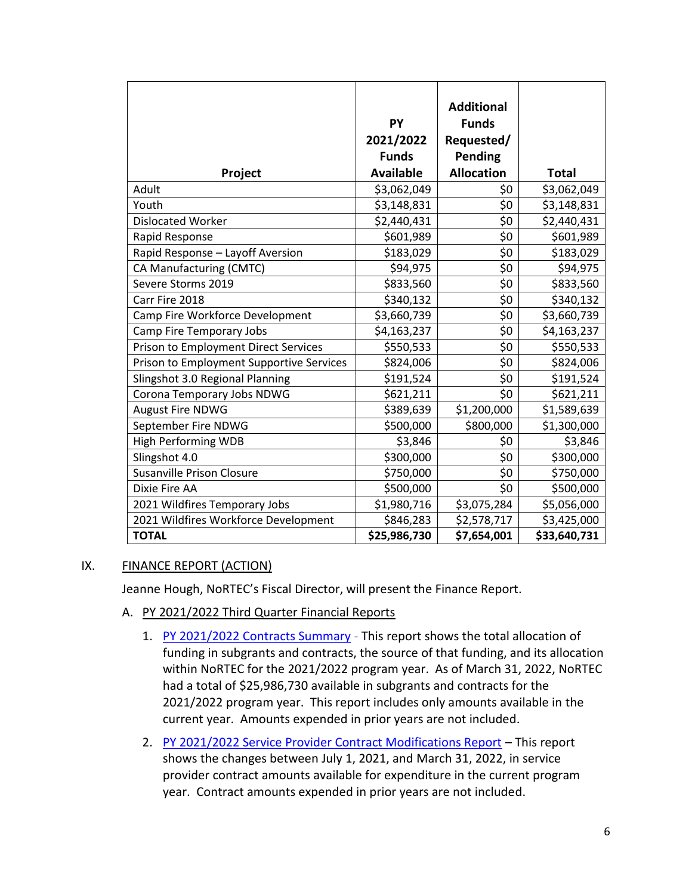| Project | PY 2021/2022 Funds Available | Additional Funds Requested/ Pending Allocation | Total |
|---|---|---|---|
| Adult | $3,062,049 | $0 | $3,062,049 |
| Youth | $3,148,831 | $0 | $3,148,831 |
| Dislocated Worker | $2,440,431 | $0 | $2,440,431 |
| Rapid Response | $601,989 | $0 | $601,989 |
| Rapid Response – Layoff Aversion | $183,029 | $0 | $183,029 |
| CA Manufacturing (CMTC) | $94,975 | $0 | $94,975 |
| Severe Storms 2019 | $833,560 | $0 | $833,560 |
| Carr Fire 2018 | $340,132 | $0 | $340,132 |
| Camp Fire Workforce Development | $3,660,739 | $0 | $3,660,739 |
| Camp Fire Temporary Jobs | $4,163,237 | $0 | $4,163,237 |
| Prison to Employment Direct Services | $550,533 | $0 | $550,533 |
| Prison to Employment Supportive Services | $824,006 | $0 | $824,006 |
| Slingshot 3.0 Regional Planning | $191,524 | $0 | $191,524 |
| Corona Temporary Jobs NDWG | $621,211 | $0 | $621,211 |
| August Fire NDWG | $389,639 | $1,200,000 | $1,589,639 |
| September Fire NDWG | $500,000 | $800,000 | $1,300,000 |
| High Performing WDB | $3,846 | $0 | $3,846 |
| Slingshot 4.0 | $300,000 | $0 | $300,000 |
| Susanville Prison Closure | $750,000 | $0 | $750,000 |
| Dixie Fire AA | $500,000 | $0 | $500,000 |
| 2021 Wildfires Temporary Jobs | $1,980,716 | $3,075,284 | $5,056,000 |
| 2021 Wildfires Workforce Development | $846,283 | $2,578,717 | $3,425,000 |
| **TOTAL** | **$25,986,730** | **$7,654,001** | **$33,640,731** |

IX. FINANCE REPORT (ACTION)

Jeanne Hough, NoRTEC's Fiscal Director, will present the Finance Report.

A. PY 2021/2022 Third Quarter Financial Reports

1. PY 2021/2022 Contracts Summary - This report shows the total allocation of funding in subgrants and contracts, the source of that funding, and its allocation within NoRTEC for the 2021/2022 program year. As of March 31, 2022, NoRTEC had a total of $25,986,730 available in subgrants and contracts for the 2021/2022 program year. This report includes only amounts available in the current year. Amounts expended in prior years are not included.

2. PY 2021/2022 Service Provider Contract Modifications Report – This report shows the changes between July 1, 2021, and March 31, 2022, in service provider contract amounts available for expenditure in the current program year. Contract amounts expended in prior years are not included.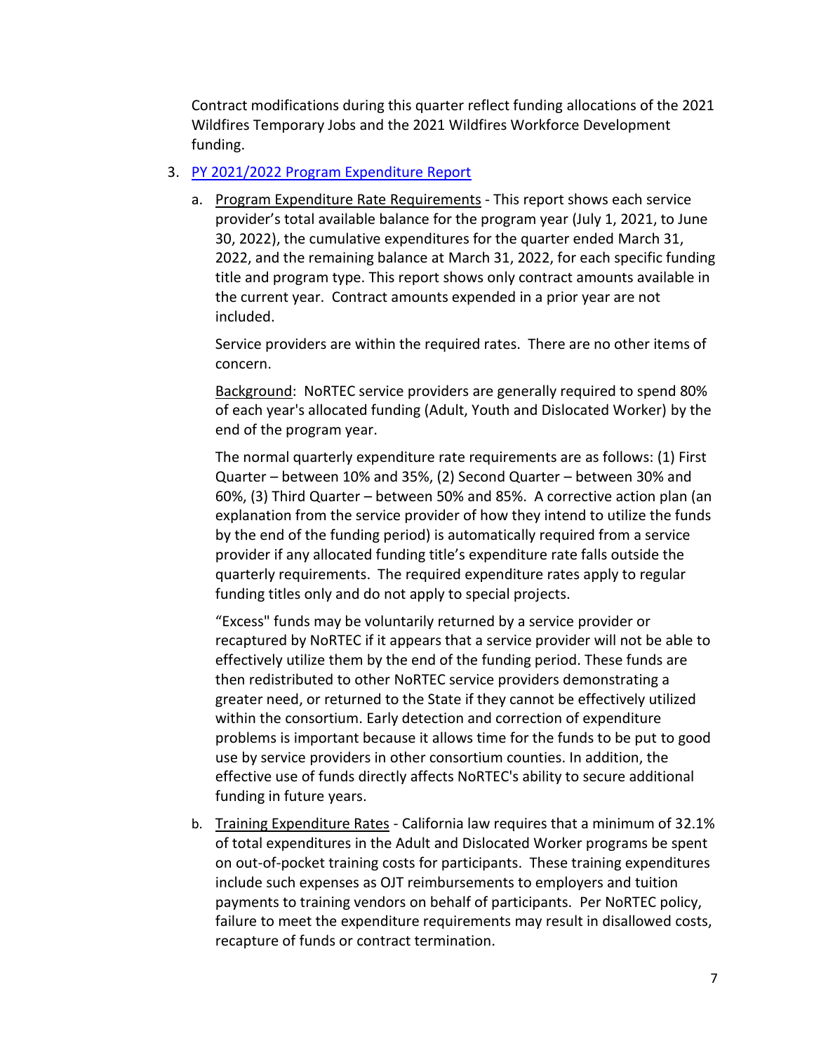Contract modifications during this quarter reflect funding allocations of the 2021 Wildfires Temporary Jobs and the 2021 Wildfires Workforce Development funding.

3. PY 2021/2022 Program Expenditure Report

   a. Program Expenditure Rate Requirements - This report shows each service provider's total available balance for the program year (July 1, 2021, to June 30, 2022), the cumulative expenditures for the quarter ended March 31, 2022, and the remaining balance at March 31, 2022, for each specific funding title and program type. This report shows only contract amounts available in the current year. Contract amounts expended in a prior year are not included.

      Service providers are within the required rates. There are no other items of concern.

      Background: NoRTEC service providers are generally required to spend 80% of each year's allocated funding (Adult, Youth and Dislocated Worker) by the end of the program year.

      The normal quarterly expenditure rate requirements are as follows: (1) First Quarter – between 10% and 35%, (2) Second Quarter – between 30% and 60%, (3) Third Quarter – between 50% and 85%. A corrective action plan (an explanation from the service provider of how they intend to utilize the funds by the end of the funding period) is automatically required from a service provider if any allocated funding title's expenditure rate falls outside the quarterly requirements. The required expenditure rates apply to regular funding titles only and do not apply to special projects.

      "Excess" funds may be voluntarily returned by a service provider or recaptured by NoRTEC if it appears that a service provider will not be able to effectively utilize them by the end of the funding period. These funds are then redistributed to other NoRTEC service providers demonstrating a greater need, or returned to the State if they cannot be effectively utilized within the consortium. Early detection and correction of expenditure problems is important because it allows time for the funds to be put to good use by service providers in other consortium counties. In addition, the effective use of funds directly affects NoRTEC's ability to secure additional funding in future years.

   b. Training Expenditure Rates - California law requires that a minimum of 32.1% of total expenditures in the Adult and Dislocated Worker programs be spent on out-of-pocket training costs for participants. These training expenditures include such expenses as OJT reimbursements to employers and tuition payments to training vendors on behalf of participants. Per NoRTEC policy, failure to meet the expenditure requirements may result in disallowed costs, recapture of funds or contract termination.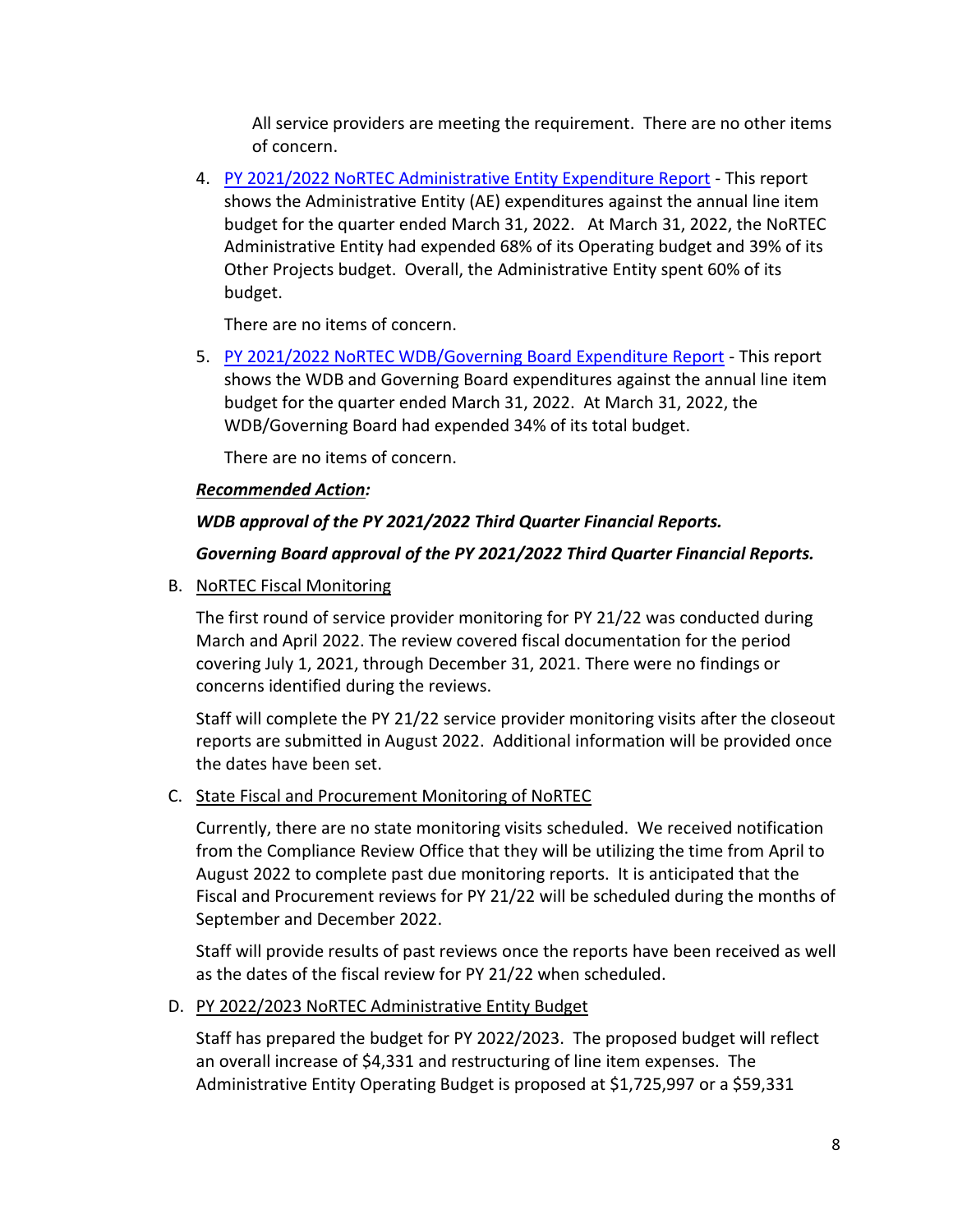All service providers are meeting the requirement. There are no other items of concern.

4. PY 2021/2022 NoRTEC Administrative Entity Expenditure Report - This report shows the Administrative Entity (AE) expenditures against the annual line item budget for the quarter ended March 31, 2022. At March 31, 2022, the NoRTEC Administrative Entity had expended 68% of its Operating budget and 39% of its Other Projects budget. Overall, the Administrative Entity spent 60% of its budget.

   There are no items of concern.

5. PY 2021/2022 NoRTEC WDB/Governing Board Expenditure Report - This report shows the WDB and Governing Board expenditures against the annual line item budget for the quarter ended March 31, 2022. At March 31, 2022, the WDB/Governing Board had expended 34% of its total budget.

   There are no items of concern.

***Recommended Action:***

***WDB approval of the PY 2021/2022 Third Quarter Financial Reports.***

***Governing Board approval of the PY 2021/2022 Third Quarter Financial Reports.***

B. NoRTEC Fiscal Monitoring

The first round of service provider monitoring for PY 21/22 was conducted during March and April 2022. The review covered fiscal documentation for the period covering July 1, 2021, through December 31, 2021. There were no findings or concerns identified during the reviews.

Staff will complete the PY 21/22 service provider monitoring visits after the closeout reports are submitted in August 2022. Additional information will be provided once the dates have been set.

C. State Fiscal and Procurement Monitoring of NoRTEC

Currently, there are no state monitoring visits scheduled. We received notification from the Compliance Review Office that they will be utilizing the time from April to August 2022 to complete past due monitoring reports. It is anticipated that the Fiscal and Procurement reviews for PY 21/22 will be scheduled during the months of September and December 2022.

Staff will provide results of past reviews once the reports have been received as well as the dates of the fiscal review for PY 21/22 when scheduled.

D. PY 2022/2023 NoRTEC Administrative Entity Budget

Staff has prepared the budget for PY 2022/2023. The proposed budget will reflect an overall increase of $4,331 and restructuring of line item expenses. The Administrative Entity Operating Budget is proposed at $1,725,997 or a $59,331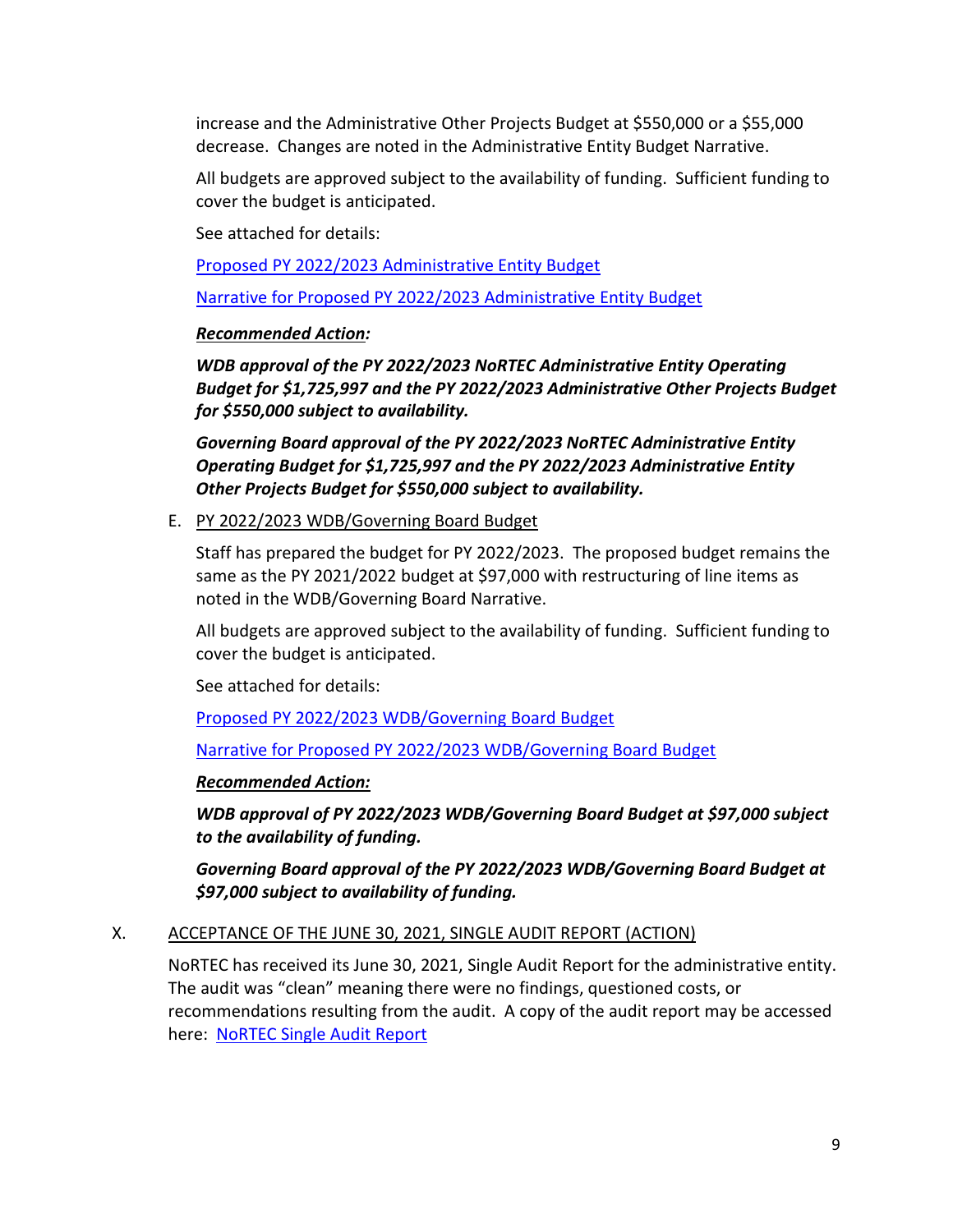increase and the Administrative Other Projects Budget at $550,000 or a $55,000 decrease. Changes are noted in the Administrative Entity Budget Narrative.

All budgets are approved subject to the availability of funding. Sufficient funding to cover the budget is anticipated.

See attached for details:

[Proposed PY 2022/2023 Administrative Entity Budget]()

[Narrative for Proposed PY 2022/2023 Administrative Entity Budget]()

***Recommended Action:***

***WDB approval of the PY 2022/2023 NoRTEC Administrative Entity Operating Budget for $1,725,997 and the PY 2022/2023 Administrative Other Projects Budget for $550,000 subject to availability.***

***Governing Board approval of the PY 2022/2023 NoRTEC Administrative Entity Operating Budget for $1,725,997 and the PY 2022/2023 Administrative Entity Other Projects Budget for $550,000 subject to availability.***

E. PY 2022/2023 WDB/Governing Board Budget

Staff has prepared the budget for PY 2022/2023. The proposed budget remains the same as the PY 2021/2022 budget at $97,000 with restructuring of line items as noted in the WDB/Governing Board Narrative.

All budgets are approved subject to the availability of funding. Sufficient funding to cover the budget is anticipated.

See attached for details:

[Proposed PY 2022/2023 WDB/Governing Board Budget]()

[Narrative for Proposed PY 2022/2023 WDB/Governing Board Budget]()

***Recommended Action:***

***WDB approval of PY 2022/2023 WDB/Governing Board Budget at $97,000 subject to the availability of funding.***

***Governing Board approval of the PY 2022/2023 WDB/Governing Board Budget at $97,000 subject to availability of funding.***

X. ACCEPTANCE OF THE JUNE 30, 2021, SINGLE AUDIT REPORT (ACTION)

NoRTEC has received its June 30, 2021, Single Audit Report for the administrative entity. The audit was "clean" meaning there were no findings, questioned costs, or recommendations resulting from the audit. A copy of the audit report may be accessed here: [NoRTEC Single Audit Report]()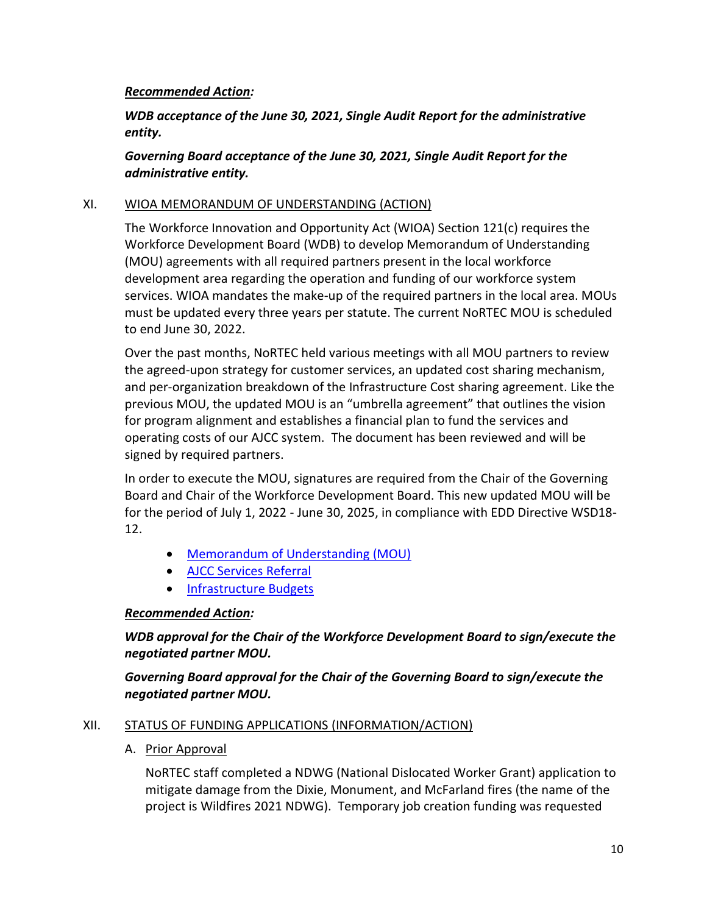***Recommended Action:***

***WDB acceptance of the June 30, 2021, Single Audit Report for the administrative entity.***

***Governing Board acceptance of the June 30, 2021, Single Audit Report for the administrative entity.***

## XI. WIOA MEMORANDUM OF UNDERSTANDING (ACTION)

The Workforce Innovation and Opportunity Act (WIOA) Section 121(c) requires the Workforce Development Board (WDB) to develop Memorandum of Understanding (MOU) agreements with all required partners present in the local workforce development area regarding the operation and funding of our workforce system services. WIOA mandates the make-up of the required partners in the local area. MOUs must be updated every three years per statute. The current NoRTEC MOU is scheduled to end June 30, 2022.

Over the past months, NoRTEC held various meetings with all MOU partners to review the agreed-upon strategy for customer services, an updated cost sharing mechanism, and per-organization breakdown of the Infrastructure Cost sharing agreement. Like the previous MOU, the updated MOU is an "umbrella agreement" that outlines the vision for program alignment and establishes a financial plan to fund the services and operating costs of our AJCC system. The document has been reviewed and will be signed by required partners.

In order to execute the MOU, signatures are required from the Chair of the Governing Board and Chair of the Workforce Development Board. This new updated MOU will be for the period of July 1, 2022 - June 30, 2025, in compliance with EDD Directive WSD18-12.

- Memorandum of Understanding (MOU)
- AJCC Services Referral
- Infrastructure Budgets

***Recommended Action:***

***WDB approval for the Chair of the Workforce Development Board to sign/execute the negotiated partner MOU.***

***Governing Board approval for the Chair of the Governing Board to sign/execute the negotiated partner MOU.***

## XII. STATUS OF FUNDING APPLICATIONS (INFORMATION/ACTION)

### A. Prior Approval

NoRTEC staff completed a NDWG (National Dislocated Worker Grant) application to mitigate damage from the Dixie, Monument, and McFarland fires (the name of the project is Wildfires 2021 NDWG). Temporary job creation funding was requested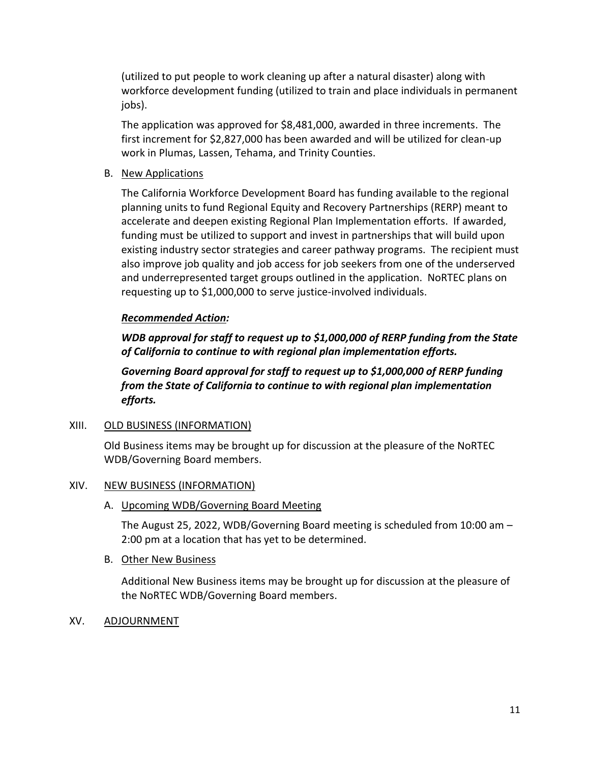(utilized to put people to work cleaning up after a natural disaster) along with workforce development funding (utilized to train and place individuals in permanent jobs).

The application was approved for $8,481,000, awarded in three increments. The first increment for $2,827,000 has been awarded and will be utilized for clean-up work in Plumas, Lassen, Tehama, and Trinity Counties.

B. New Applications

The California Workforce Development Board has funding available to the regional planning units to fund Regional Equity and Recovery Partnerships (RERP) meant to accelerate and deepen existing Regional Plan Implementation efforts. If awarded, funding must be utilized to support and invest in partnerships that will build upon existing industry sector strategies and career pathway programs. The recipient must also improve job quality and job access for job seekers from one of the underserved and underrepresented target groups outlined in the application. NoRTEC plans on requesting up to $1,000,000 to serve justice-involved individuals.

***Recommended Action:***

***WDB approval for staff to request up to $1,000,000 of RERP funding from the State of California to continue to with regional plan implementation efforts.***

***Governing Board approval for staff to request up to $1,000,000 of RERP funding from the State of California to continue to with regional plan implementation efforts.***

## XIII. OLD BUSINESS (INFORMATION)

Old Business items may be brought up for discussion at the pleasure of the NoRTEC WDB/Governing Board members.

## XIV. NEW BUSINESS (INFORMATION)

A. Upcoming WDB/Governing Board Meeting

The August 25, 2022, WDB/Governing Board meeting is scheduled from 10:00 am – 2:00 pm at a location that has yet to be determined.

B. Other New Business

Additional New Business items may be brought up for discussion at the pleasure of the NoRTEC WDB/Governing Board members.

## XV. ADJOURNMENT